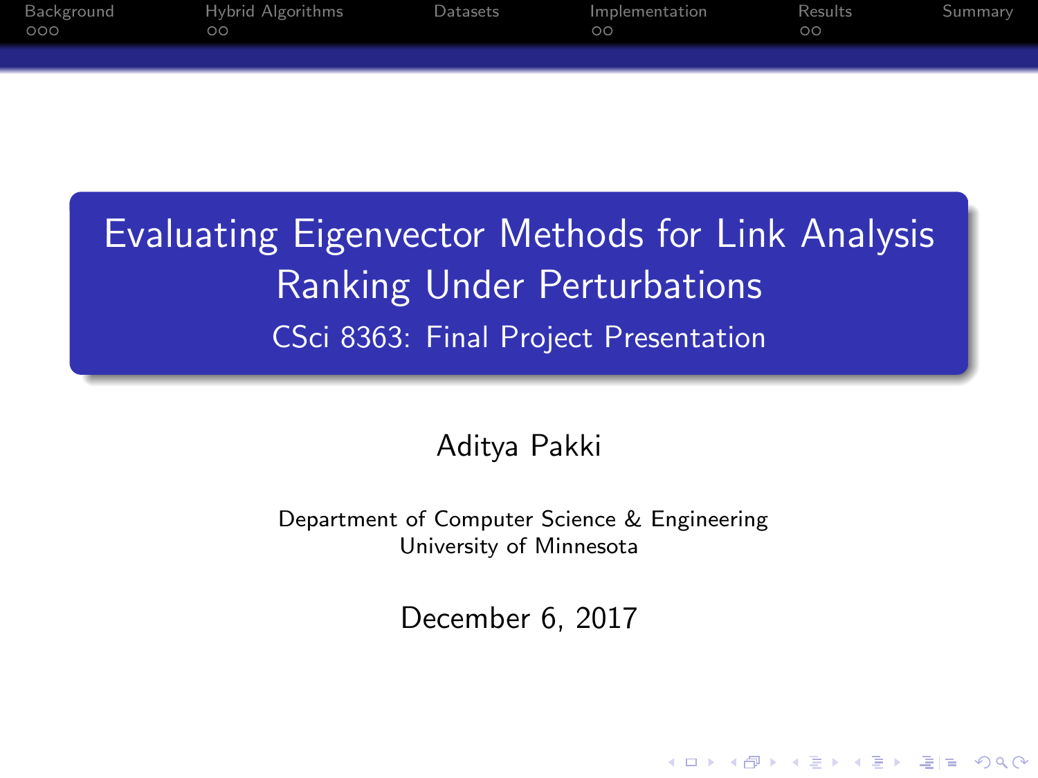# Evaluating Eigenvector Methods for Link Analysis Ranking Under Perturbations

## CSci 8363: Final Project Presentation

Aditya Pakki

Department of Computer Science & Engineering
University of Minnesota

December 6, 2017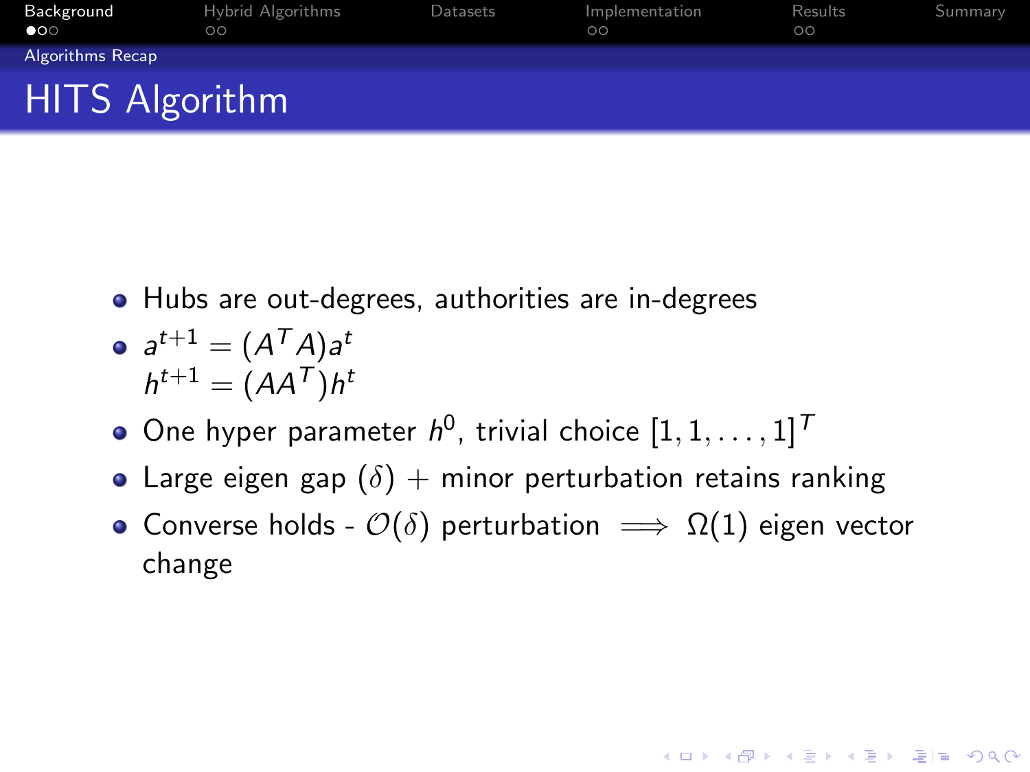# HITS Algorithm

- Hubs are out-degrees, authorities are in-degrees
- $a^{t+1} = (A^T A) a^t$
  $h^{t+1} = (A A^T) h^t$
- One hyper parameter $h^0$, trivial choice $[1, 1, \ldots, 1]^T$
- Large eigen gap ($\delta$) + minor perturbation retains ranking
- Converse holds - $\mathcal{O}(\delta)$ perturbation $\implies$ $\Omega(1)$ eigen vector change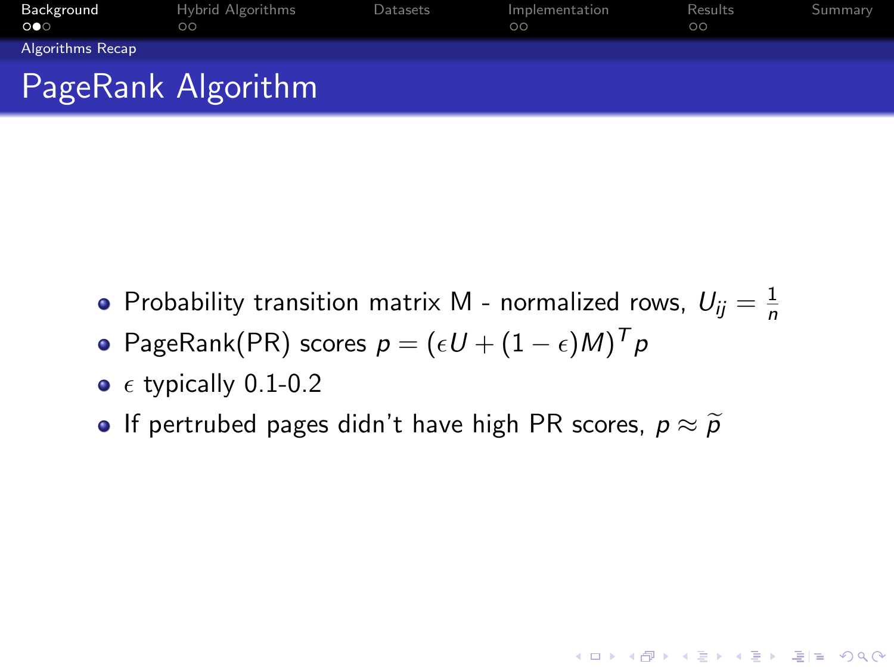# PageRank Algorithm

- Probability transition matrix M - normalized rows, $U_{ij} = \frac{1}{n}$
- PageRank(PR) scores $p = (\epsilon U + (1-\epsilon)M)^T p$
- $\epsilon$ typically 0.1-0.2
- If pertrubed pages didn't have high PR scores, $p \approx \widetilde{p}$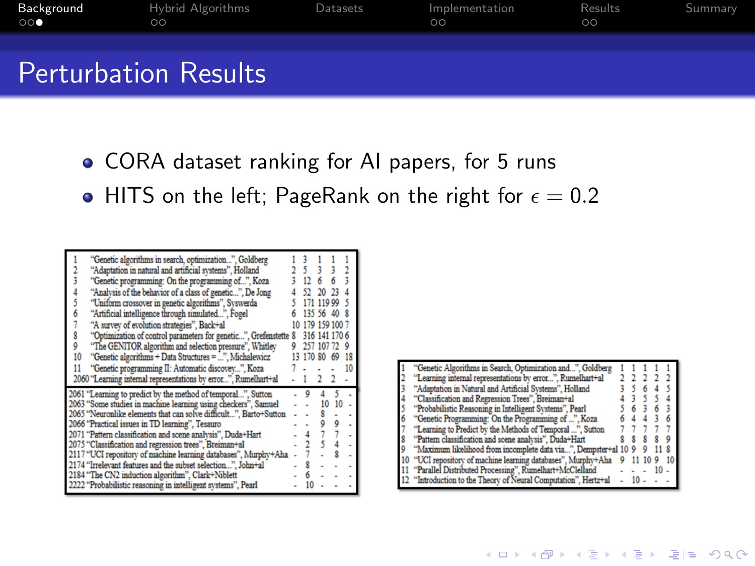# Perturbation Results

- CORA dataset ranking for AI papers, for 5 runs
- HITS on the left; PageRank on the right for $\epsilon = 0.2$

| | Paper | | | | | |
|---|---|---|---|---|---|---|
| 1 | "Genetic algorithms in search, optimization...", Goldberg | 1 | 3 | 1 | 1 | 1 |
| 2 | "Adaptation in natural and artificial systems", Holland | 2 | 5 | 3 | 3 | 2 |
| 3 | "Genetic programming: On the programming of...", Koza | 3 | 12 | 6 | 6 | 3 |
| 4 | "Analysis of the behavior of a class of genetic...", De Jong | 4 | 52 | 20 | 23 | 4 |
| 5 | "Uniform crossover in genetic algorithms", Syswerda | 5 | 171 | 119 | 99 | 5 |
| 6 | "Artificial intelligence through simulated...", Fogel | 6 | 135 | 56 | 40 | 8 |
| 7 | "A survey of evolution strategies", Back+al | 10 | 179 | 159 | 100 | 7 |
| 8 | "Optimization of control parameters for genetic...", Grefenstette | 8 | 316 | 141 | 170 | 6 |
| 9 | "The GENITOR algorithm and selection pressure", Whitley | 9 | 257 | 107 | 72 | 9 |
| 10 | "Genetic algorithms + Data Structures = ...", Michalewicz | 13 | 170 | 80 | 69 | 18 |
| 11 | "Genetic programming II: Automatic discovery...", Koza | 7 | - | - | - | 10 |
| 2060 | "Learning internal representations by error...", Rumelhart+al | - | 1 | 2 | 2 | - |
| 2061 | "Learning to predict by the method of temporal...", Sutton | - | 9 | 4 | 5 | - |
| 2063 | "Some studies in machine learning using checkers", Samuel | - | - | 10 | 10 | - |
| 2065 | "Neuronlike elements that can solve difficult...", Barto+Sutton | - | - | 8 | - | - |
| 2066 | "Practical issues in TD learning", Tesauro | - | - | 9 | 9 | - |
| 2071 | "Pattern classification and scene analysis", Duda+Hart | - | 4 | 7 | 7 | - |
| 2075 | "Classification and regression trees", Breiman+al | - | 2 | 5 | 4 | - |
| 2117 | "UCI repository of machine learning databases", Murphy+Aha | - | 7 | - | 8 | - |
| 2174 | "Irrelevant features and the subset selection...", John+al | - | 8 | - | - | - |
| 2184 | "The CN2 induction algorithm", Clark+Niblett | - | 6 | - | - | - |
| 2222 | "Probabilistic reasoning in intelligent systems", Pearl | - | 10 | - | - | - |

| | Paper | | | | | |
|---|---|---|---|---|---|---|
| 1 | "Genetic Algorithms in Search, Optimization and...", Goldberg | 1 | 1 | 1 | 1 | 1 |
| 2 | "Learning internal representations by error...", Rumelhart+al | 2 | 2 | 2 | 2 | 2 |
| 3 | "Adaptation in Natural and Artificial Systems", Holland | 3 | 5 | 6 | 4 | 5 |
| 4 | "Classification and Regression Trees", Breiman+al | 4 | 3 | 5 | 5 | 4 |
| 5 | "Probabilistic Reasoning in Intelligent Systems", Pearl | 5 | 6 | 3 | 6 | 3 |
| 6 | "Genetic Programming: On the Programming of ...", Koza | 6 | 4 | 4 | 3 | 6 |
| 7 | "Learning to Predict by the Methods of Temporal ...", Sutton | 7 | 7 | 7 | 7 | 7 |
| 8 | "Pattern classification and scene analysis", Duda+Hart | 8 | 8 | 8 | 8 | 9 |
| 9 | "Maximum likelihood from incomplete data via...", Dempster+al | 10 | 9 | 9 | 11 | 8 |
| 10 | "UCI repository of machine learning databases", Murphy+Aha | 9 | 11 | 10 | 9 | 10 |
| 11 | "Parallel Distributed Processing", Rumelhart+McClelland | - | - | - | 10 | - |
| 12 | "Introduction to the Theory of Neural Computation", Hertz+al | - | 10 | - | - | - |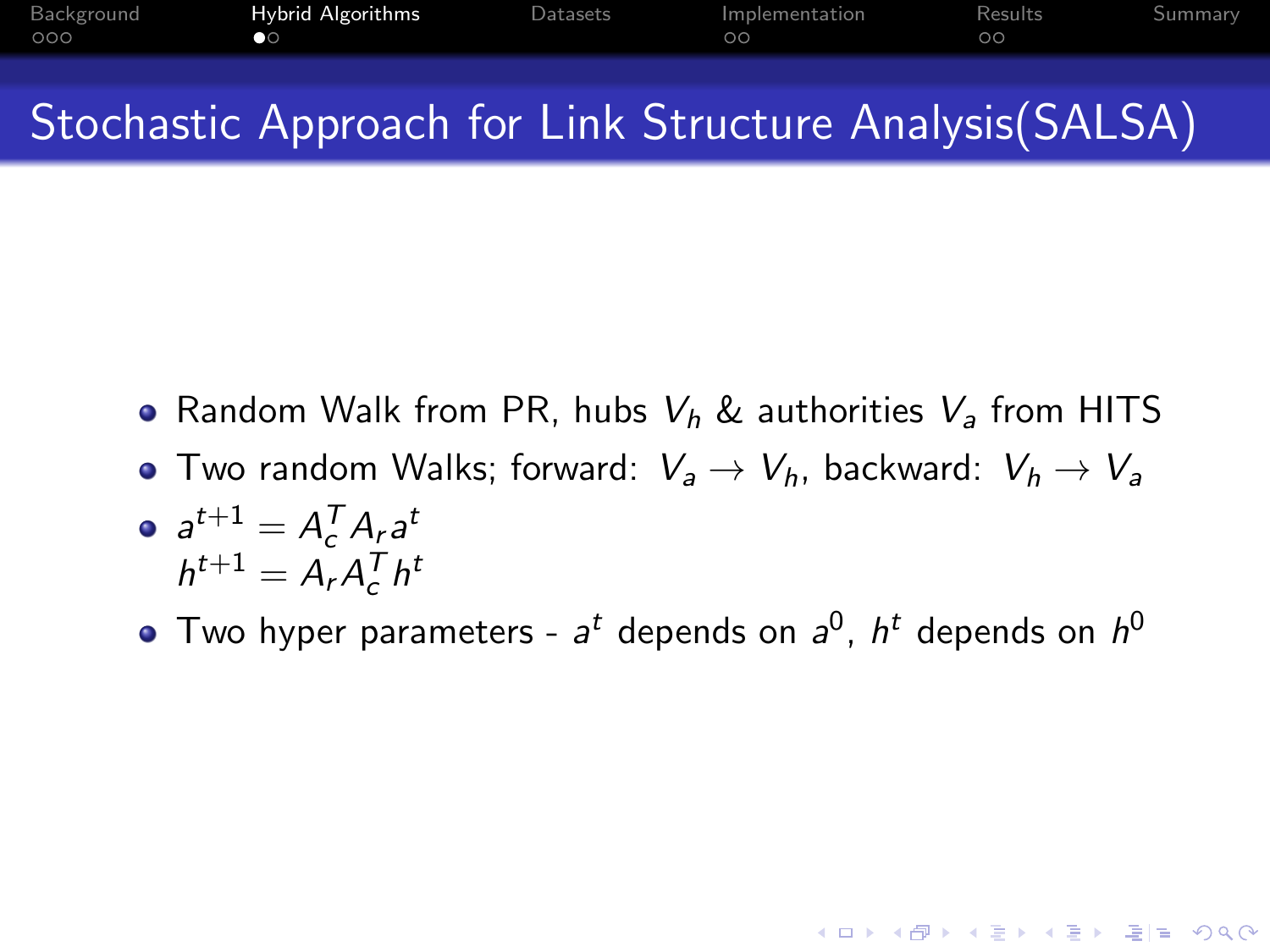# Stochastic Approach for Link Structure Analysis(SALSA)

- Random Walk from PR, hubs $V_h$ & authorities $V_a$ from HITS
- Two random Walks; forward: $V_a \rightarrow V_h$, backward: $V_h \rightarrow V_a$
- $a^{t+1} = A_c^T A_r a^t$
  $h^{t+1} = A_r A_c^T h^t$
- Two hyper parameters - $a^t$ depends on $a^0$, $h^t$ depends on $h^0$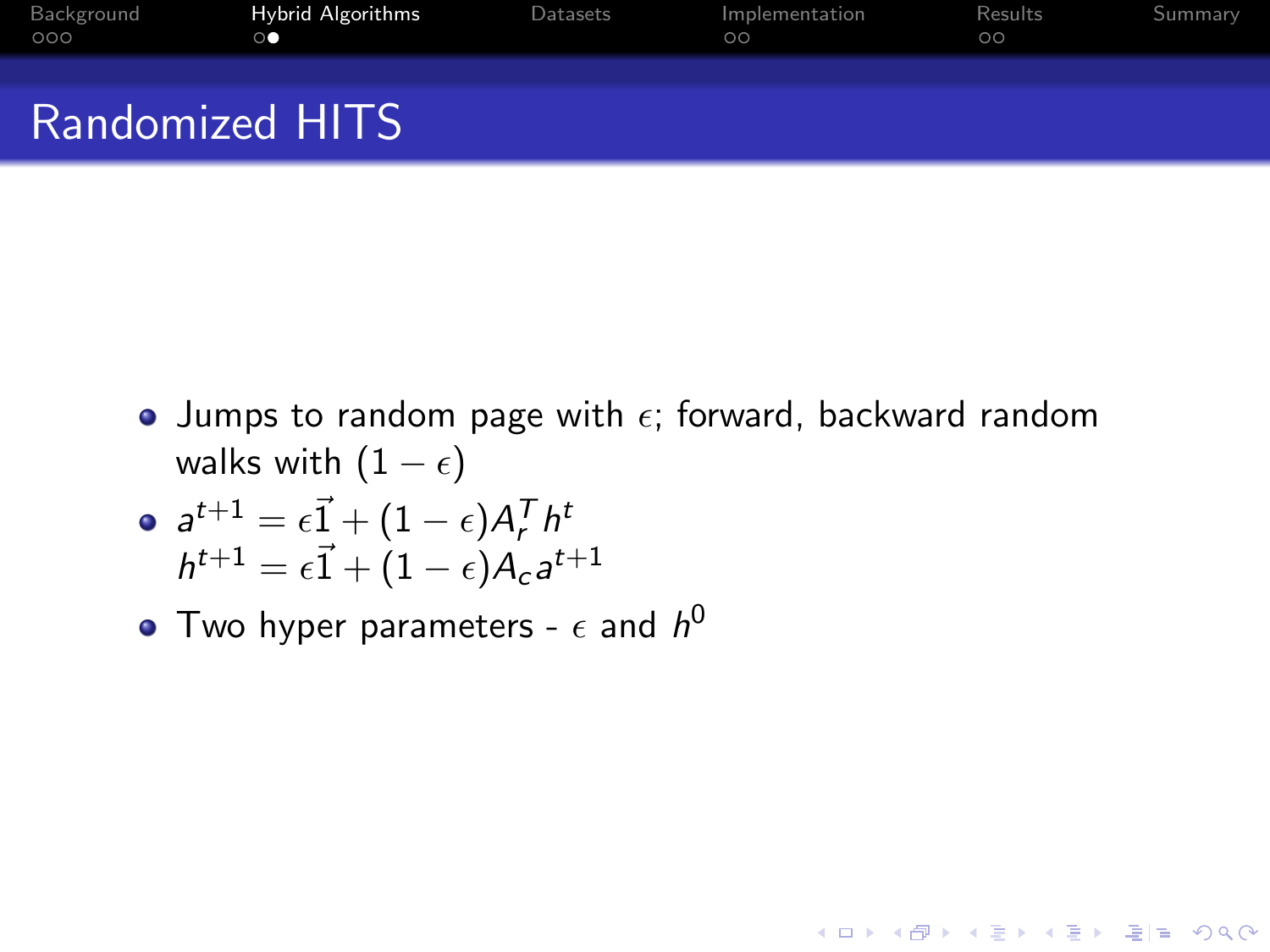# Randomized HITS

- Jumps to random page with $\epsilon$; forward, backward random walks with $(1 - \epsilon)$
- $a^{t+1} = \epsilon\vec{1} + (1 - \epsilon)A_r^T h^t$
  $h^{t+1} = \epsilon\vec{1} + (1 - \epsilon)A_c a^{t+1}$
- Two hyper parameters - $\epsilon$ and $h^0$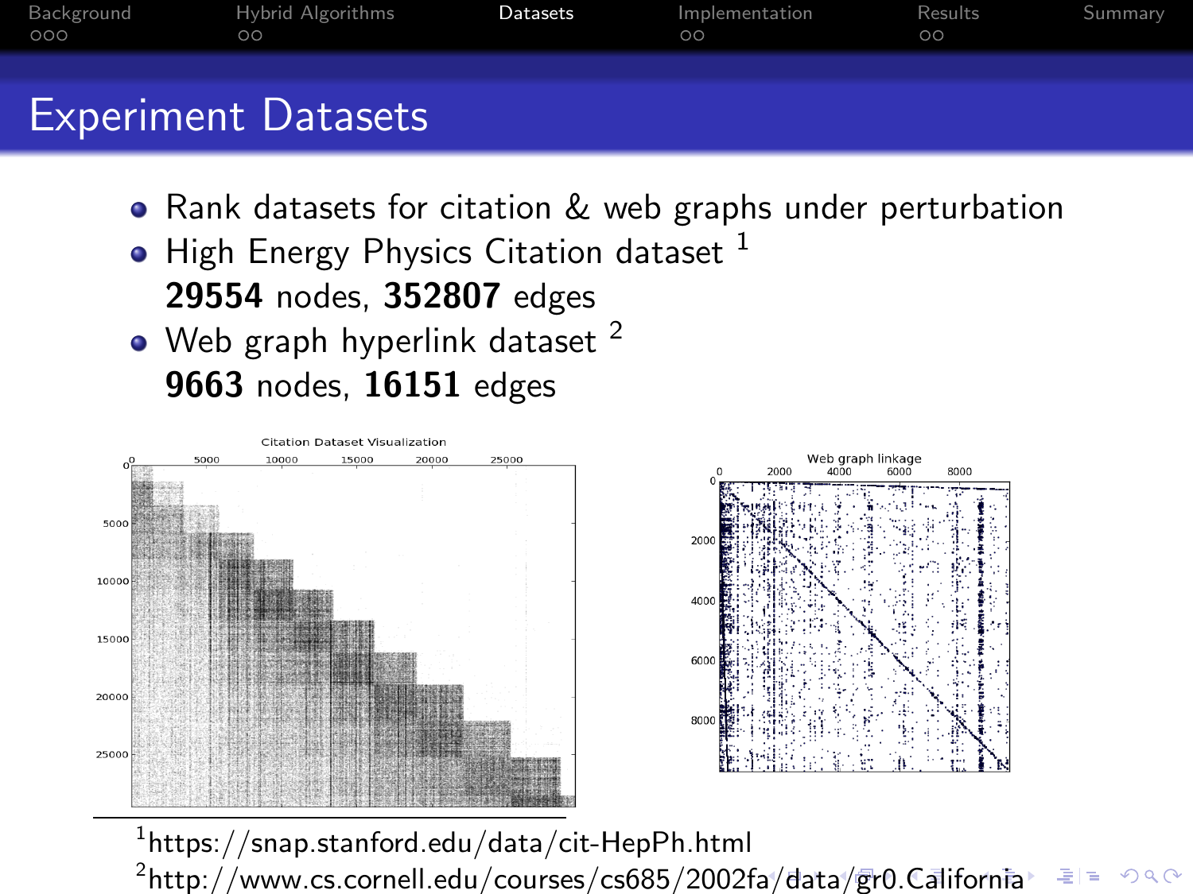# Experiment Datasets

- Rank datasets for citation & web graphs under perturbation
- High Energy Physics Citation dataset [1]
  **29554** nodes, **352807** edges
- Web graph hyperlink dataset [2]
  **9663** nodes, **16151** edges

[1] https://snap.stanford.edu/data/cit-HepPh.html

[2] http://www.cs.cornell.edu/courses/cs685/2002fa/data/gr0.California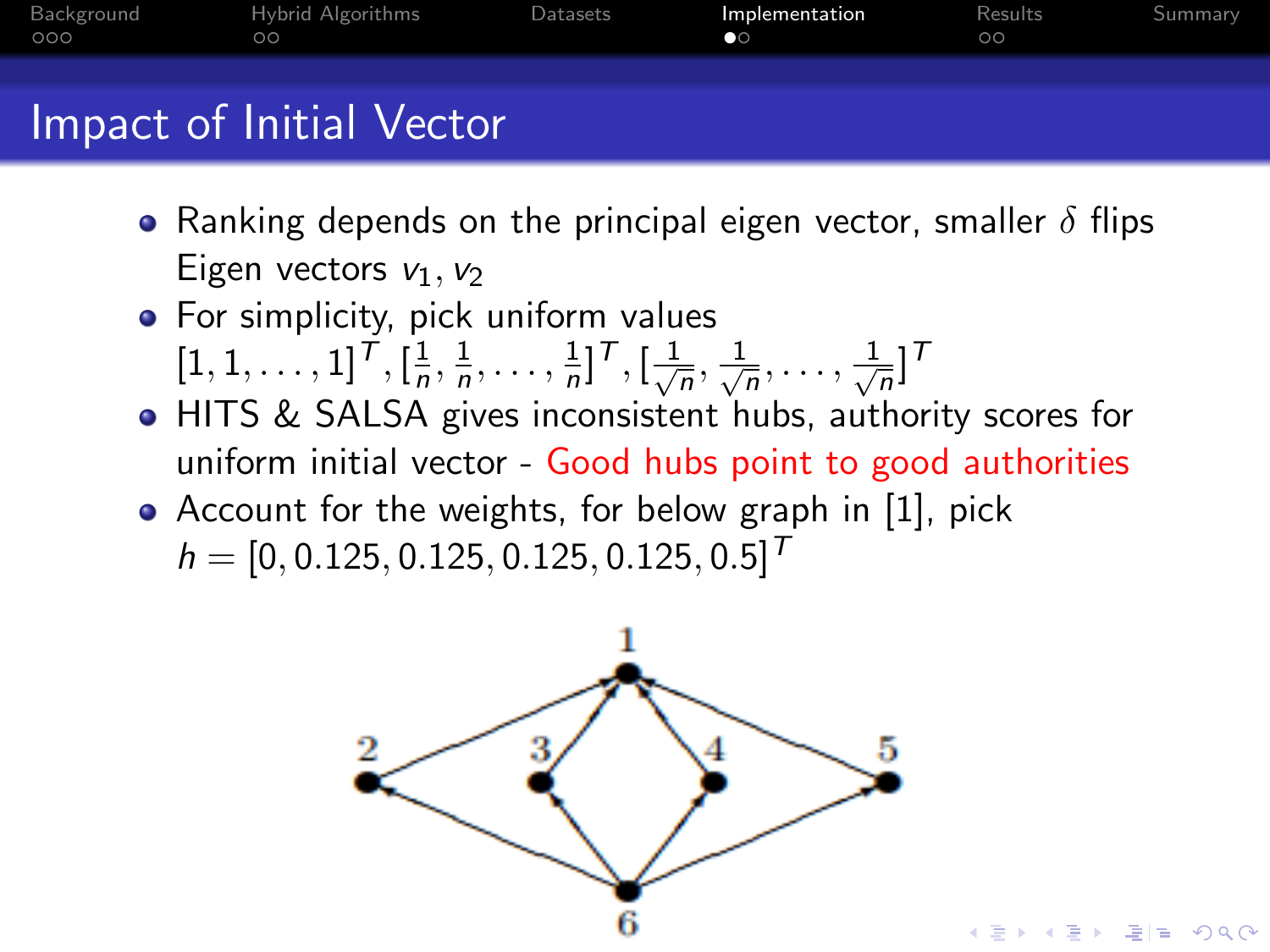# Impact of Initial Vector

- Ranking depends on the principal eigen vector, smaller $\delta$ flips Eigen vectors $v_1, v_2$
- For simplicity, pick uniform values $[1, 1, \ldots, 1]^T, [\frac{1}{n}, \frac{1}{n}, \ldots, \frac{1}{n}]^T, [\frac{1}{\sqrt{n}}, \frac{1}{\sqrt{n}}, \ldots, \frac{1}{\sqrt{n}}]^T$
- HITS & SALSA gives inconsistent hubs, authority scores for uniform initial vector - Good hubs point to good authorities
- Account for the weights, for below graph in [1], pick $h = [0, 0.125, 0.125, 0.125, 0.125, 0.5]^T$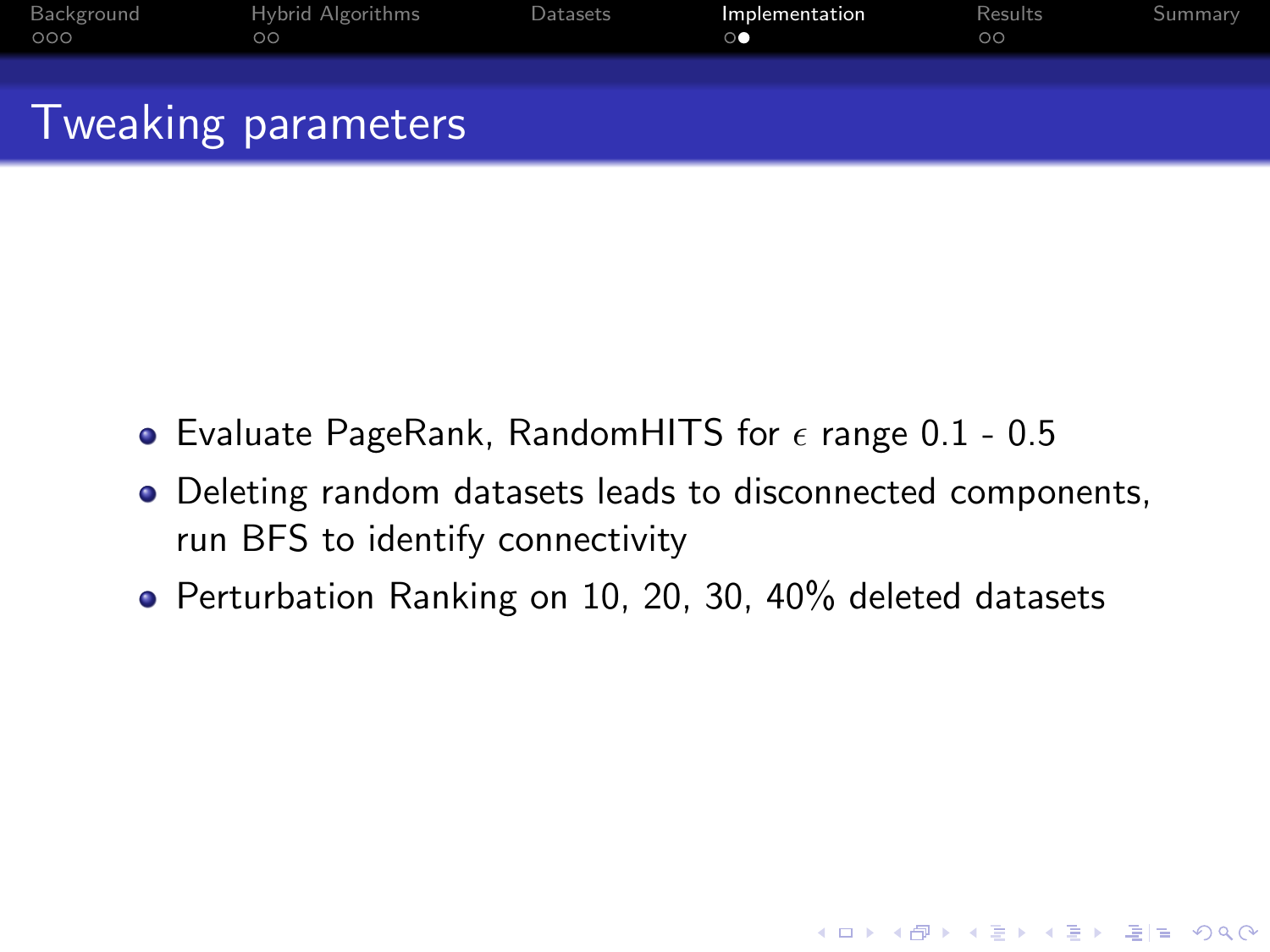# Tweaking parameters

- Evaluate PageRank, RandomHITS for $\epsilon$ range 0.1 - 0.5
- Deleting random datasets leads to disconnected components, run BFS to identify connectivity
- Perturbation Ranking on 10, 20, 30, 40% deleted datasets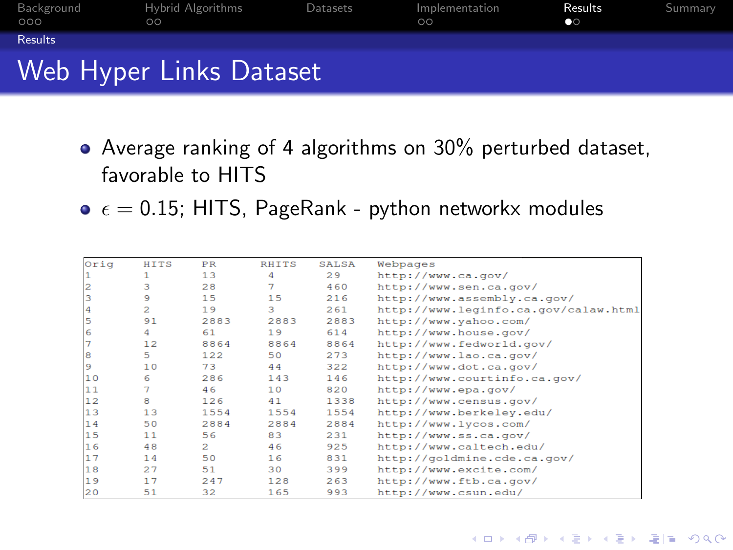# Web Hyper Links Dataset

- Average ranking of 4 algorithms on 30% perturbed dataset, favorable to HITS
- $\epsilon = 0.15$; HITS, PageRank - python networkx modules

| Orig | HITS | PR | RHITS | SALSA | Webpages |
|---|---|---|---|---|---|
| 1 | 1 | 13 | 4 | 29 | http://www.ca.gov/ |
| 2 | 3 | 28 | 7 | 460 | http://www.sen.ca.gov/ |
| 3 | 9 | 15 | 15 | 216 | http://www.assembly.ca.gov/ |
| 4 | 2 | 19 | 3 | 261 | http://www.leginfo.ca.gov/calaw.html |
| 5 | 91 | 2883 | 2883 | 2883 | http://www.yahoo.com/ |
| 6 | 4 | 61 | 19 | 614 | http://www.house.gov/ |
| 7 | 12 | 8864 | 8864 | 8864 | http://www.fedworld.gov/ |
| 8 | 5 | 122 | 50 | 273 | http://www.lao.ca.gov/ |
| 9 | 10 | 73 | 44 | 322 | http://www.dot.ca.gov/ |
| 10 | 6 | 286 | 143 | 146 | http://www.courtinfo.ca.gov/ |
| 11 | 7 | 46 | 10 | 820 | http://www.epa.gov/ |
| 12 | 8 | 126 | 41 | 1338 | http://www.census.gov/ |
| 13 | 13 | 1554 | 1554 | 1554 | http://www.berkeley.edu/ |
| 14 | 50 | 2884 | 2884 | 2884 | http://www.lycos.com/ |
| 15 | 11 | 56 | 83 | 231 | http://www.ss.ca.gov/ |
| 16 | 48 | 2 | 46 | 925 | http://www.caltech.edu/ |
| 17 | 14 | 50 | 16 | 831 | http://goldmine.cde.ca.gov/ |
| 18 | 27 | 51 | 30 | 399 | http://www.excite.com/ |
| 19 | 17 | 247 | 128 | 263 | http://www.ftb.ca.gov/ |
| 20 | 51 | 32 | 165 | 993 | http://www.csun.edu/ |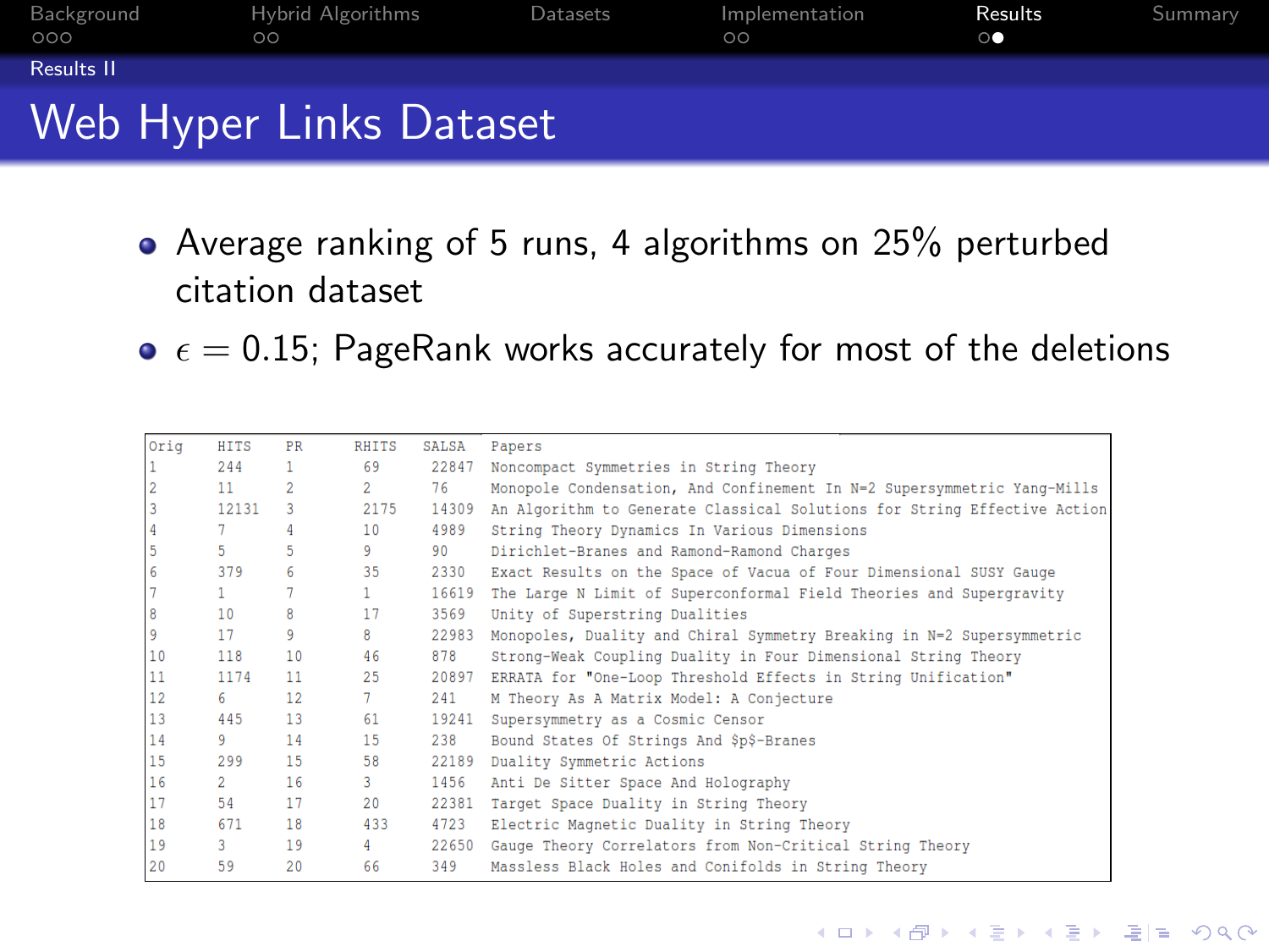## Results II

# Web Hyper Links Dataset

- Average ranking of 5 runs, 4 algorithms on 25% perturbed citation dataset
- $\epsilon = 0.15$; PageRank works accurately for most of the deletions

| Orig | HITS | PR | RHITS | SALSA | Papers |
|---|---|---|---|---|---|
| 1 | 244 | 1 | 69 | 22847 | Noncompact Symmetries in String Theory |
| 2 | 11 | 2 | 2 | 76 | Monopole Condensation, And Confinement In N=2 Supersymmetric Yang-Mills |
| 3 | 12131 | 3 | 2175 | 14309 | An Algorithm to Generate Classical Solutions for String Effective Action |
| 4 | 7 | 4 | 10 | 4989 | String Theory Dynamics In Various Dimensions |
| 5 | 5 | 5 | 9 | 90 | Dirichlet-Branes and Ramond-Ramond Charges |
| 6 | 379 | 6 | 35 | 2330 | Exact Results on the Space of Vacua of Four Dimensional SUSY Gauge |
| 7 | 1 | 7 | 1 | 16619 | The Large N Limit of Superconformal Field Theories and Supergravity |
| 8 | 10 | 8 | 17 | 3569 | Unity of Superstring Dualities |
| 9 | 17 | 9 | 8 | 22983 | Monopoles, Duality and Chiral Symmetry Breaking in N=2 Supersymmetric |
| 10 | 118 | 10 | 46 | 878 | Strong-Weak Coupling Duality in Four Dimensional String Theory |
| 11 | 1174 | 11 | 25 | 20897 | ERRATA for "One-Loop Threshold Effects in String Unification" |
| 12 | 6 | 12 | 7 | 241 | M Theory As A Matrix Model: A Conjecture |
| 13 | 445 | 13 | 61 | 19241 | Supersymmetry as a Cosmic Censor |
| 14 | 9 | 14 | 15 | 238 | Bound States Of Strings And $p$-Branes |
| 15 | 299 | 15 | 58 | 22189 | Duality Symmetric Actions |
| 16 | 2 | 16 | 3 | 1456 | Anti De Sitter Space And Holography |
| 17 | 54 | 17 | 20 | 22381 | Target Space Duality in String Theory |
| 18 | 671 | 18 | 433 | 4723 | Electric Magnetic Duality in String Theory |
| 19 | 3 | 19 | 4 | 22650 | Gauge Theory Correlators from Non-Critical String Theory |
| 20 | 59 | 20 | 66 | 349 | Massless Black Holes and Conifolds in String Theory |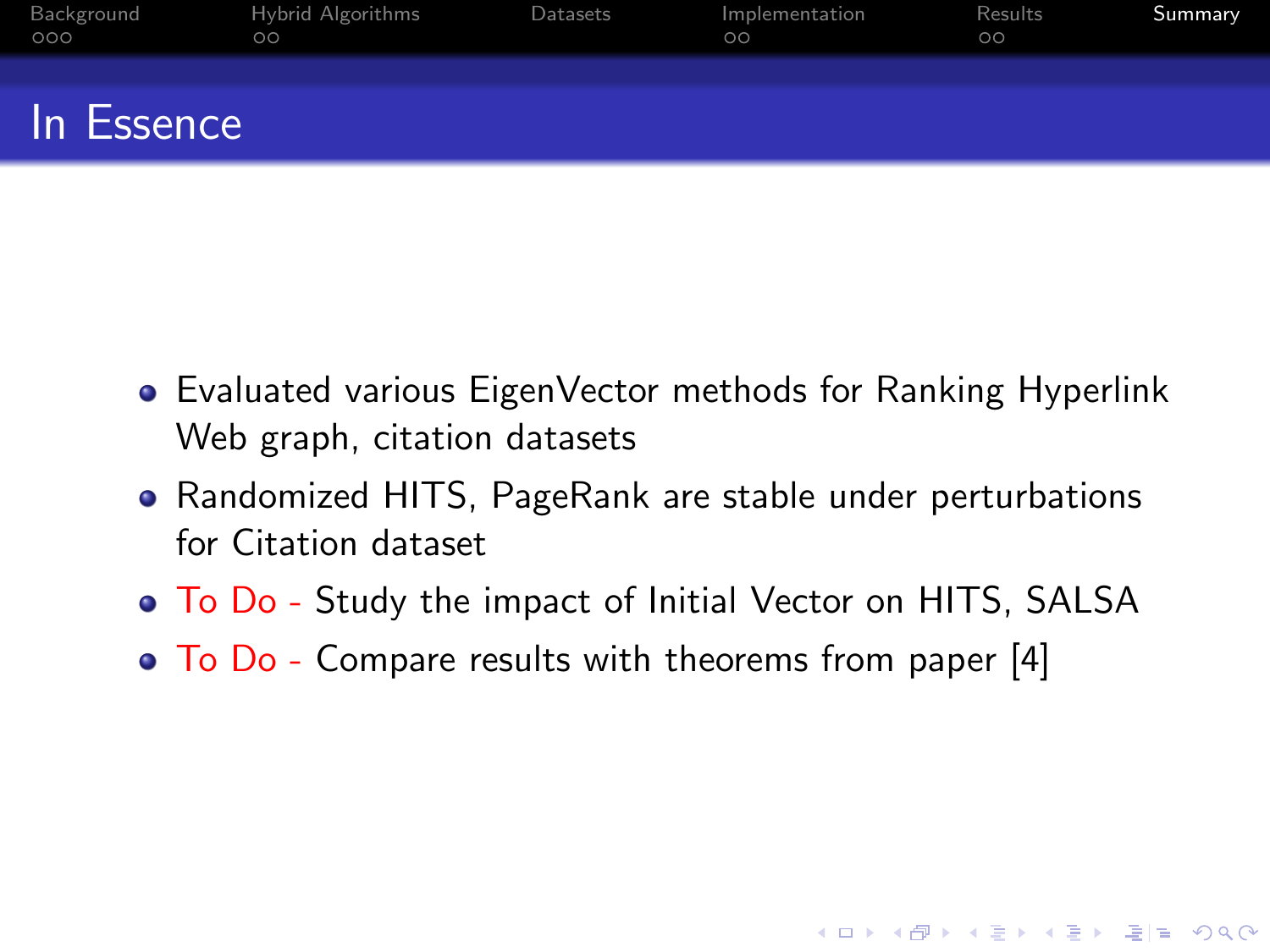# In Essence

- Evaluated various EigenVector methods for Ranking Hyperlink Web graph, citation datasets
- Randomized HITS, PageRank are stable under perturbations for Citation dataset
- To Do - Study the impact of Initial Vector on HITS, SALSA
- To Do - Compare results with theorems from paper [4]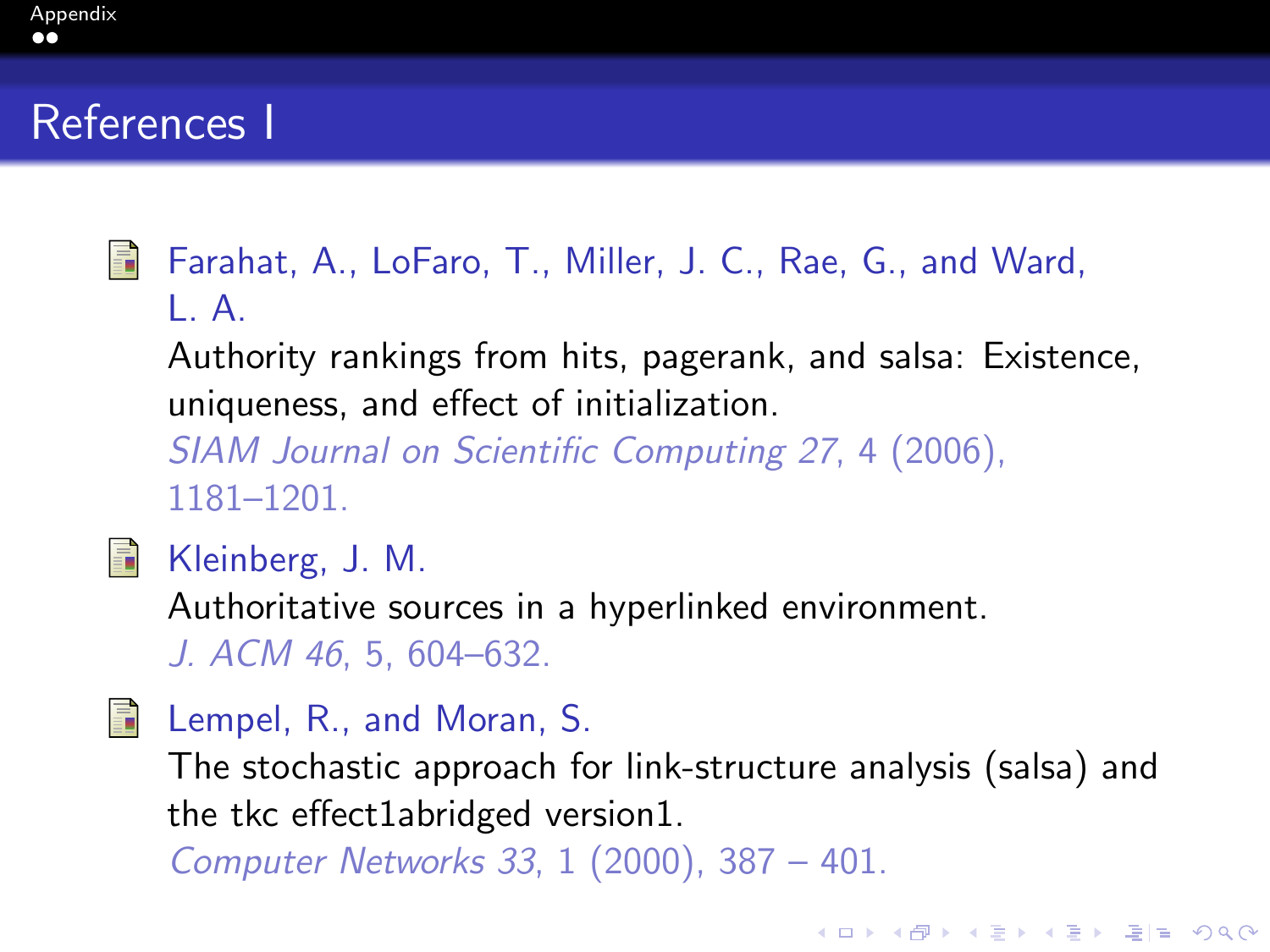# References I

- Farahat, A., LoFaro, T., Miller, J. C., Rae, G., and Ward, L. A.
  Authority rankings from hits, pagerank, and salsa: Existence, uniqueness, and effect of initialization.
  *SIAM Journal on Scientific Computing 27*, 4 (2006), 1181–1201.

- Kleinberg, J. M.
  Authoritative sources in a hyperlinked environment.
  *J. ACM 46*, 5, 604–632.

- Lempel, R., and Moran, S.
  The stochastic approach for link-structure analysis (salsa) and the tkc effect1abridged version1.
  *Computer Networks 33*, 1 (2000), 387 – 401.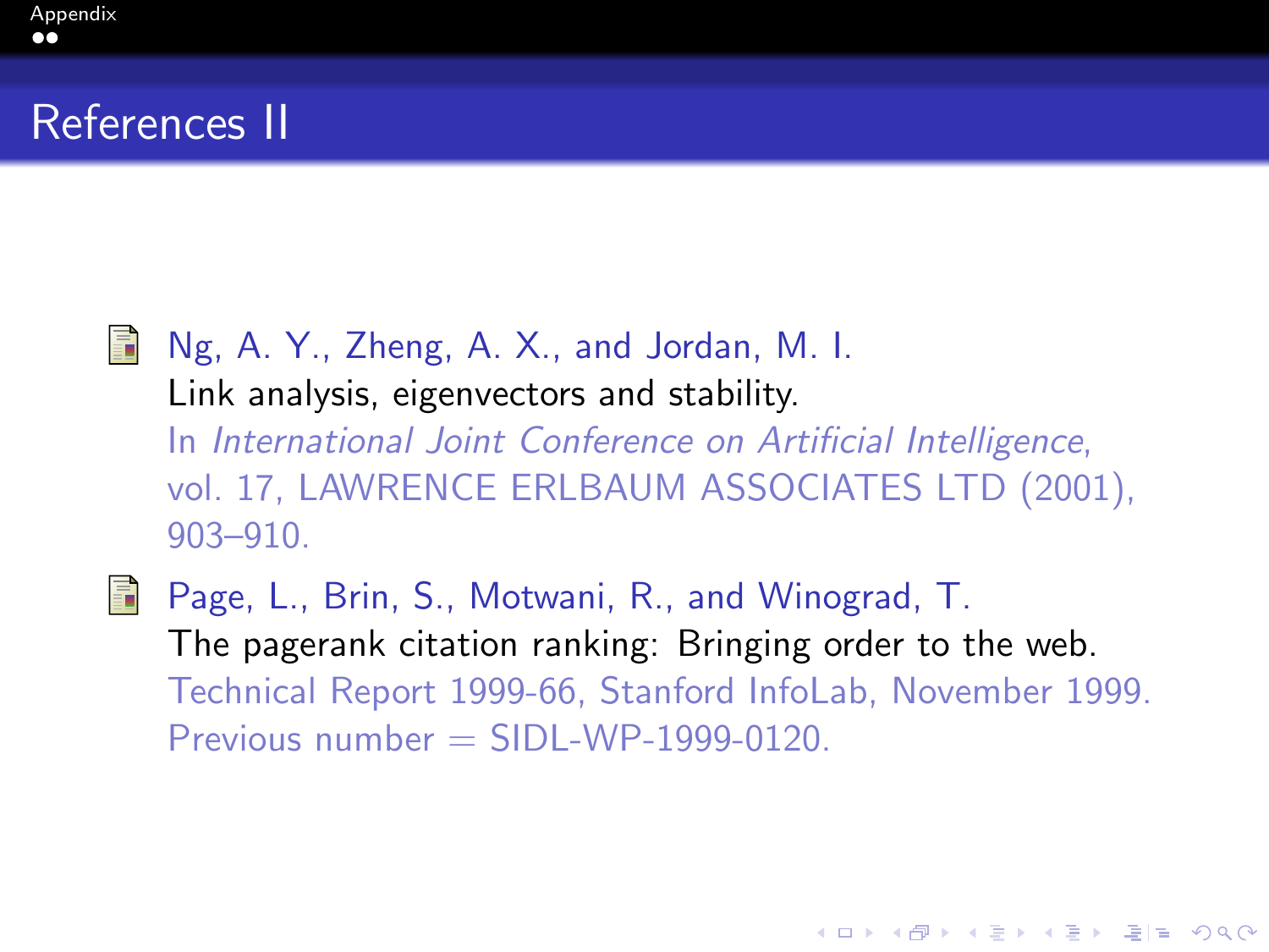# References II

- Ng, A. Y., Zheng, A. X., and Jordan, M. I.
  Link analysis, eigenvectors and stability.
  In *International Joint Conference on Artificial Intelligence*, vol. 17, LAWRENCE ERLBAUM ASSOCIATES LTD (2001), 903–910.

- Page, L., Brin, S., Motwani, R., and Winograd, T.
  The pagerank citation ranking: Bringing order to the web.
  Technical Report 1999-66, Stanford InfoLab, November 1999. Previous number = SIDL-WP-1999-0120.